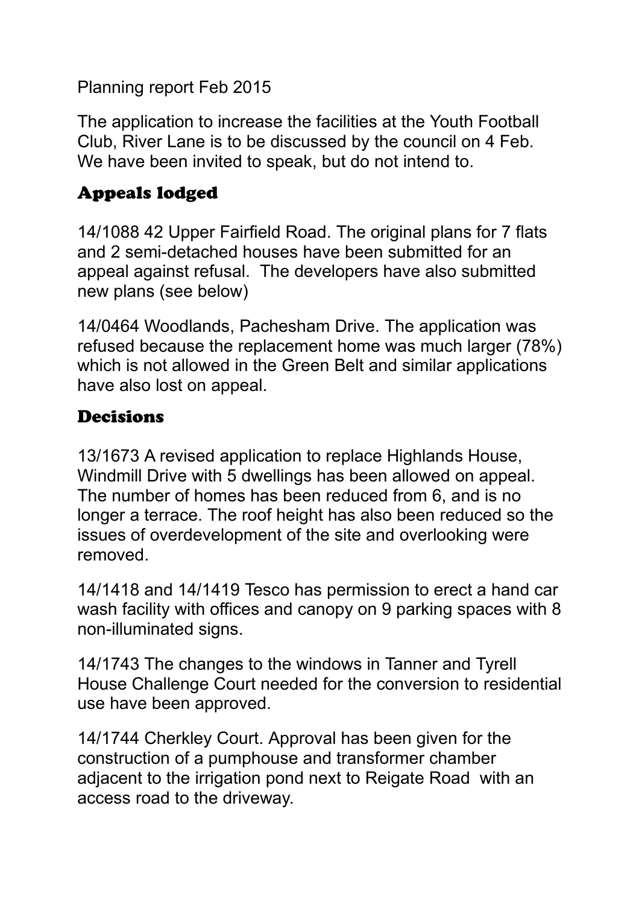Planning report Feb 2015

The application to increase the facilities at the Youth Football Club, River Lane is to be discussed by the council on 4 Feb. We have been invited to speak, but do not intend to.

## Appeals lodged

14/1088 42 Upper Fairfield Road. The original plans for 7 flats and 2 semi-detached houses have been submitted for an appeal against refusal.  The developers have also submitted new plans (see below)

14/0464 Woodlands, Pachesham Drive. The application was refused because the replacement home was much larger (78%) which is not allowed in the Green Belt and similar applications have also lost on appeal.

## Decisions

13/1673 A revised application to replace Highlands House, Windmill Drive with 5 dwellings has been allowed on appeal. The number of homes has been reduced from 6, and is no longer a terrace. The roof height has also been reduced so the issues of overdevelopment of the site and overlooking were removed.

14/1418 and 14/1419 Tesco has permission to erect a hand car wash facility with offices and canopy on 9 parking spaces with 8 non-illuminated signs.

14/1743 The changes to the windows in Tanner and Tyrell House Challenge Court needed for the conversion to residential use have been approved.

14/1744 Cherkley Court. Approval has been given for the construction of a pumphouse and transformer chamber adjacent to the irrigation pond next to Reigate Road  with an access road to the driveway.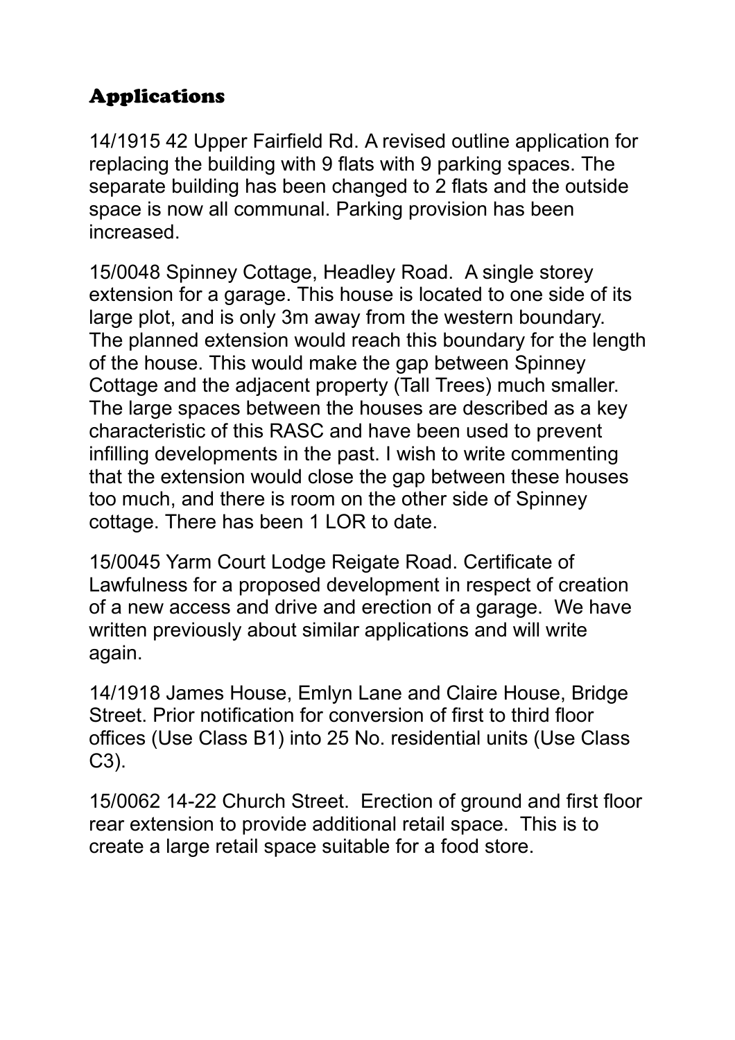## Applications

14/1915 42 Upper Fairfield Rd. A revised outline application for replacing the building with 9 flats with 9 parking spaces. The separate building has been changed to 2 flats and the outside space is now all communal. Parking provision has been increased.

15/0048 Spinney Cottage, Headley Road. A single storey extension for a garage. This house is located to one side of its large plot, and is only 3m away from the western boundary. The planned extension would reach this boundary for the length of the house. This would make the gap between Spinney Cottage and the adjacent property (Tall Trees) much smaller. The large spaces between the houses are described as a key characteristic of this RASC and have been used to prevent infilling developments in the past. I wish to write commenting that the extension would close the gap between these houses too much, and there is room on the other side of Spinney cottage. There has been 1 LOR to date.

15/0045 Yarm Court Lodge Reigate Road. Certificate of Lawfulness for a proposed development in respect of creation of a new access and drive and erection of a garage. We have written previously about similar applications and will write again.

14/1918 James House, Emlyn Lane and Claire House, Bridge Street. Prior notification for conversion of first to third floor offices (Use Class B1) into 25 No. residential units (Use Class C3).

15/0062 14-22 Church Street. Erection of ground and first floor rear extension to provide additional retail space. This is to create a large retail space suitable for a food store.